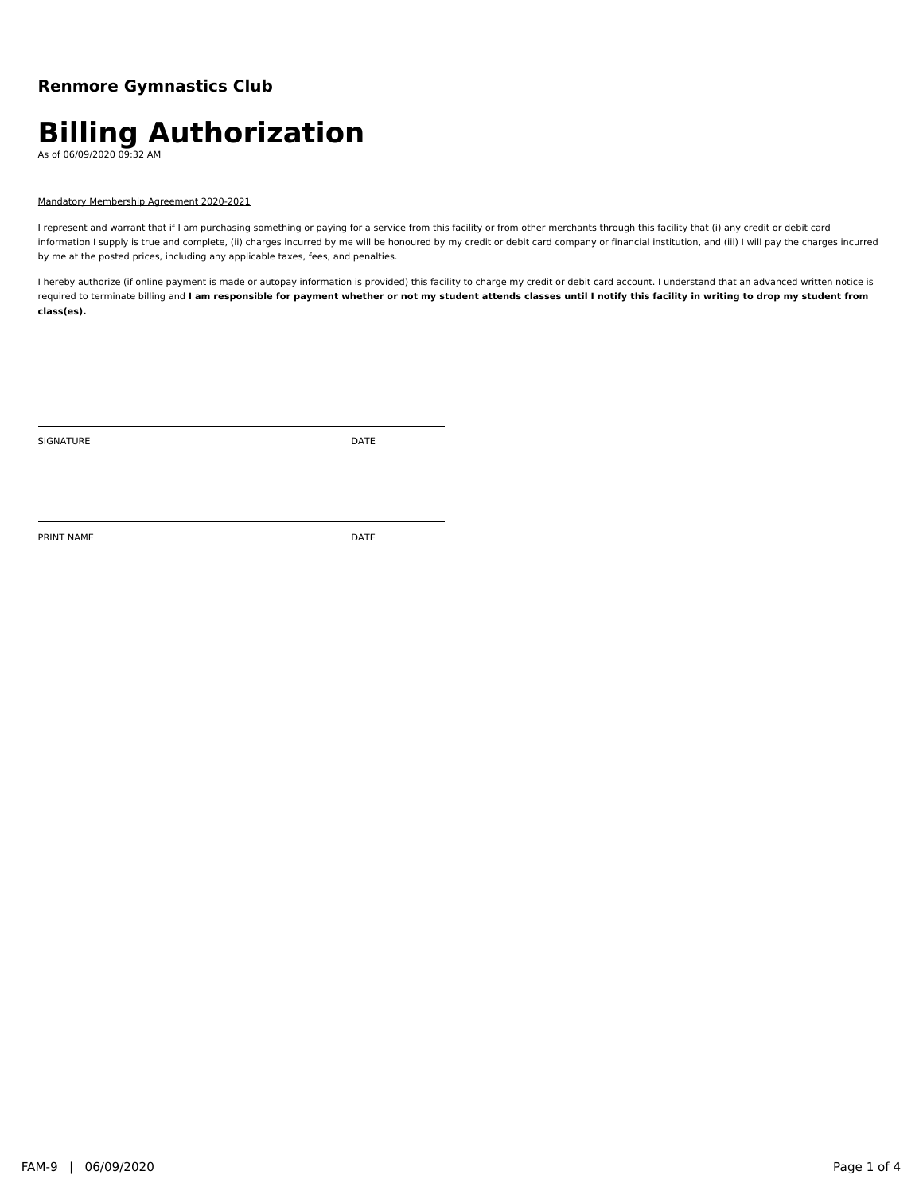### Renmore Gymnastics Club

# Billing Authorization

As of 06/09/2020 09:32 AM

Mandatory Membership Agreement 2020-2021

I represent and warrant that if I am purchasing something or paying for a service from this facility or from other merchants through this facility that (i) any credit or debit card information I supply is true and complete, (ii) charges incurred by me will be honoured by my credit or debit card company or financial institution, and (iii) I will pay the charges incurred by me at the posted prices, including any applicable taxes, fees, and penalties.

I hereby authorize (if online payment is made or autopay information is provided) this facility to charge my credit or debit card account. I understand that an advanced written notice is required to terminate billing and **I am responsible for payment whether or not my student attends classes until I notify this facility in writing to drop my student from class(es).**

SIGNATURE　　　　　　　　　　DATE

PRINT NAME　　　　　　　　　　DATE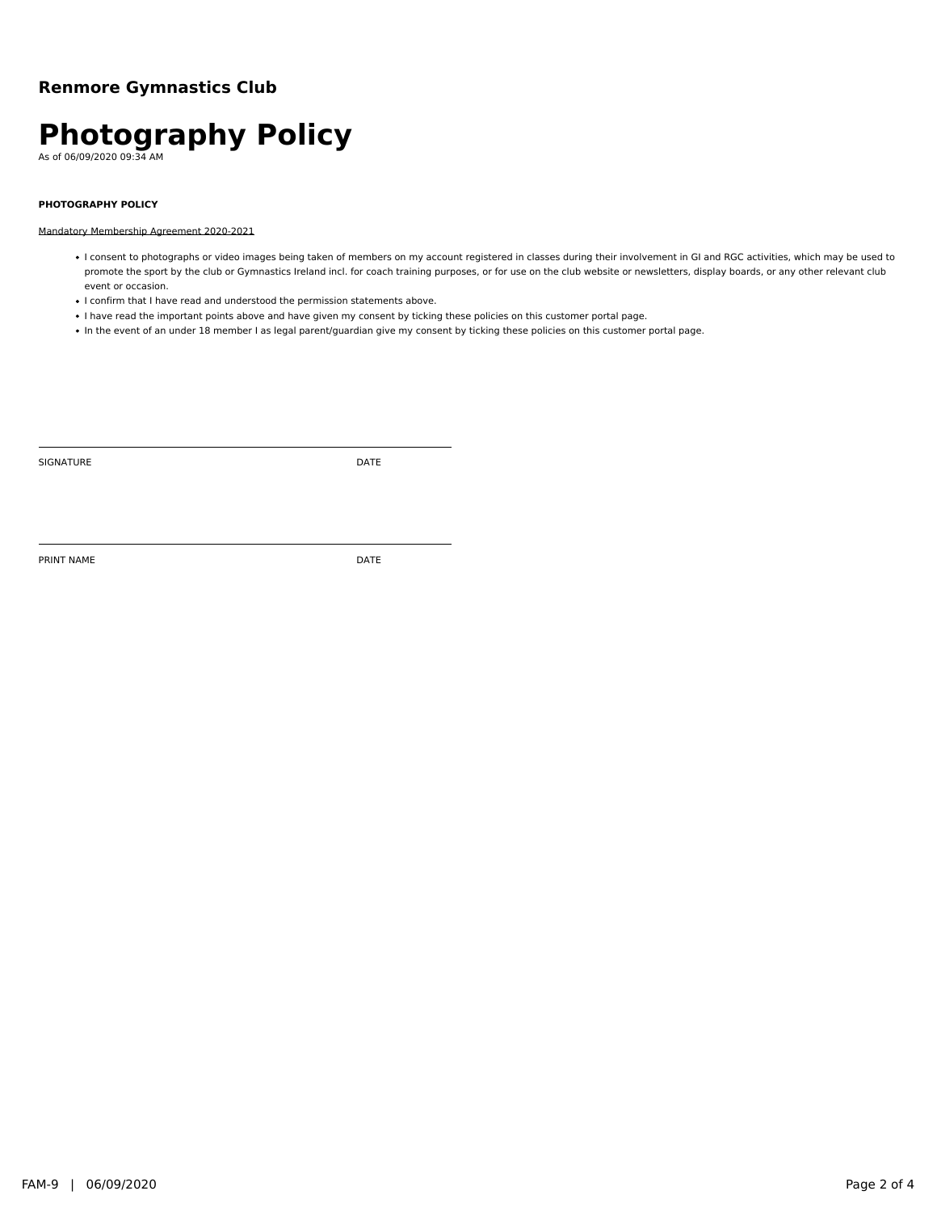**Renmore Gymnastics Club**

# Photography Policy

As of 06/09/2020 09:34 AM

**PHOTOGRAPHY POLICY**

Mandatory Membership Agreement 2020-2021

- I consent to photographs or video images being taken of members on my account registered in classes during their involvement in GI and RGC activities, which may be used to promote the sport by the club or Gymnastics Ireland incl. for coach training purposes, or for use on the club website or newsletters, display boards, or any other relevant club event or occasion.
- I confirm that I have read and understood the permission statements above.
- I have read the important points above and have given my consent by ticking these policies on this customer portal page.
- In the event of an under 18 member I as legal parent/guardian give my consent by ticking these policies on this customer portal page.

SIGNATURE DATE

PRINT NAME DATE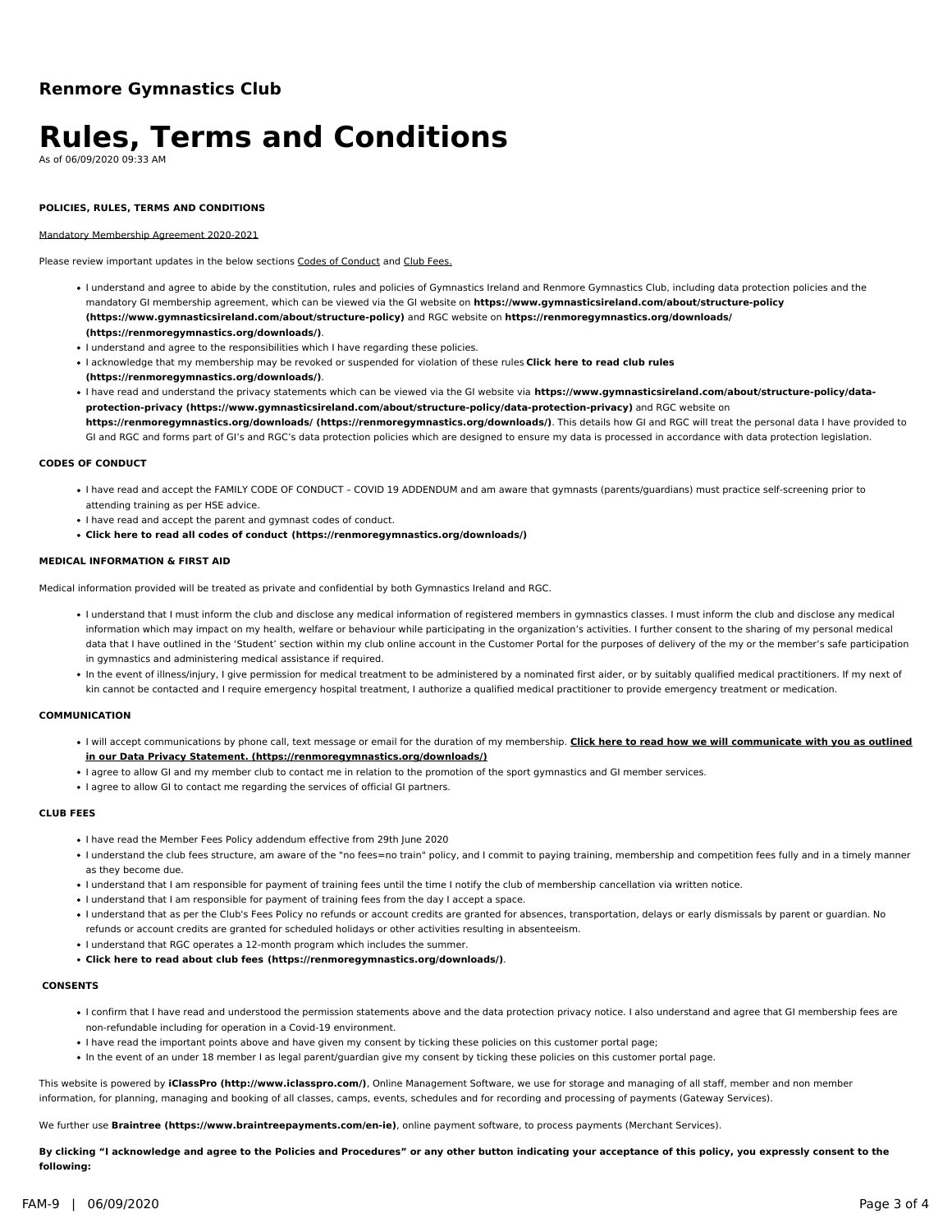**Renmore Gymnastics Club**

# Rules, Terms and Conditions

As of 06/09/2020 09:33 AM

**POLICIES, RULES, TERMS AND CONDITIONS**

Mandatory Membership Agreement 2020-2021

Please review important updates in the below sections Codes of Conduct and Club Fees.

- I understand and agree to abide by the constitution, rules and policies of Gymnastics Ireland and Renmore Gymnastics Club, including data protection policies and the mandatory GI membership agreement, which can be viewed via the GI website on **https://www.gymnasticsireland.com/about/structure-policy (https://www.gymnasticsireland.com/about/structure-policy)** and RGC website on **https://renmoregymnastics.org/downloads/ (https://renmoregymnastics.org/downloads/)**.
- I understand and agree to the responsibilities which I have regarding these policies.
- I acknowledge that my membership may be revoked or suspended for violation of these rules **Click here to read club rules (https://renmoregymnastics.org/downloads/)**.
- I have read and understand the privacy statements which can be viewed via the GI website via **https://www.gymnasticsireland.com/about/structure-policy/data-protection-privacy (https://www.gymnasticsireland.com/about/structure-policy/data-protection-privacy)** and RGC website on **https://renmoregymnastics.org/downloads/ (https://renmoregymnastics.org/downloads/)**. This details how GI and RGC will treat the personal data I have provided to GI and RGC and forms part of GI's and RGC's data protection policies which are designed to ensure my data is processed in accordance with data protection legislation.

**CODES OF CONDUCT**

- I have read and accept the FAMILY CODE OF CONDUCT – COVID 19 ADDENDUM and am aware that gymnasts (parents/guardians) must practice self-screening prior to attending training as per HSE advice.
- I have read and accept the parent and gymnast codes of conduct.
- **Click here to read all codes of conduct (https://renmoregymnastics.org/downloads/)**

**MEDICAL INFORMATION & FIRST AID**

Medical information provided will be treated as private and confidential by both Gymnastics Ireland and RGC.

- I understand that I must inform the club and disclose any medical information of registered members in gymnastics classes. I must inform the club and disclose any medical information which may impact on my health, welfare or behaviour while participating in the organization's activities. I further consent to the sharing of my personal medical data that I have outlined in the 'Student' section within my club online account in the Customer Portal for the purposes of delivery of the my or the member's safe participation in gymnastics and administering medical assistance if required.
- In the event of illness/injury, I give permission for medical treatment to be administered by a nominated first aider, or by suitably qualified medical practitioners. If my next of kin cannot be contacted and I require emergency hospital treatment, I authorize a qualified medical practitioner to provide emergency treatment or medication.

**COMMUNICATION**

- I will accept communications by phone call, text message or email for the duration of my membership. **Click here to read how we will communicate with you as outlined in our Data Privacy Statement. (https://renmoregymnastics.org/downloads/)**
- I agree to allow GI and my member club to contact me in relation to the promotion of the sport gymnastics and GI member services.
- I agree to allow GI to contact me regarding the services of official GI partners.

**CLUB FEES**

- I have read the Member Fees Policy addendum effective from 29th June 2020
- I understand the club fees structure, am aware of the "no fees=no train" policy, and I commit to paying training, membership and competition fees fully and in a timely manner as they become due.
- I understand that I am responsible for payment of training fees until the time I notify the club of membership cancellation via written notice.
- I understand that I am responsible for payment of training fees from the day I accept a space.
- I understand that as per the Club's Fees Policy no refunds or account credits are granted for absences, transportation, delays or early dismissals by parent or guardian. No refunds or account credits are granted for scheduled holidays or other activities resulting in absenteeism.
- I understand that RGC operates a 12-month program which includes the summer.
- **Click here to read about club fees (https://renmoregymnastics.org/downloads/)**.

**CONSENTS**

- I confirm that I have read and understood the permission statements above and the data protection privacy notice. I also understand and agree that GI membership fees are non-refundable including for operation in a Covid-19 environment.
- I have read the important points above and have given my consent by ticking these policies on this customer portal page;
- In the event of an under 18 member I as legal parent/guardian give my consent by ticking these policies on this customer portal page.

This website is powered by **iClassPro (http://www.iclasspro.com/)**, Online Management Software, we use for storage and managing of all staff, member and non member information, for planning, managing and booking of all classes, camps, events, schedules and for recording and processing of payments (Gateway Services).

We further use **Braintree (https://www.braintreepayments.com/en-ie)**, online payment software, to process payments (Merchant Services).

**By clicking "I acknowledge and agree to the Policies and Procedures" or any other button indicating your acceptance of this policy, you expressly consent to the following:**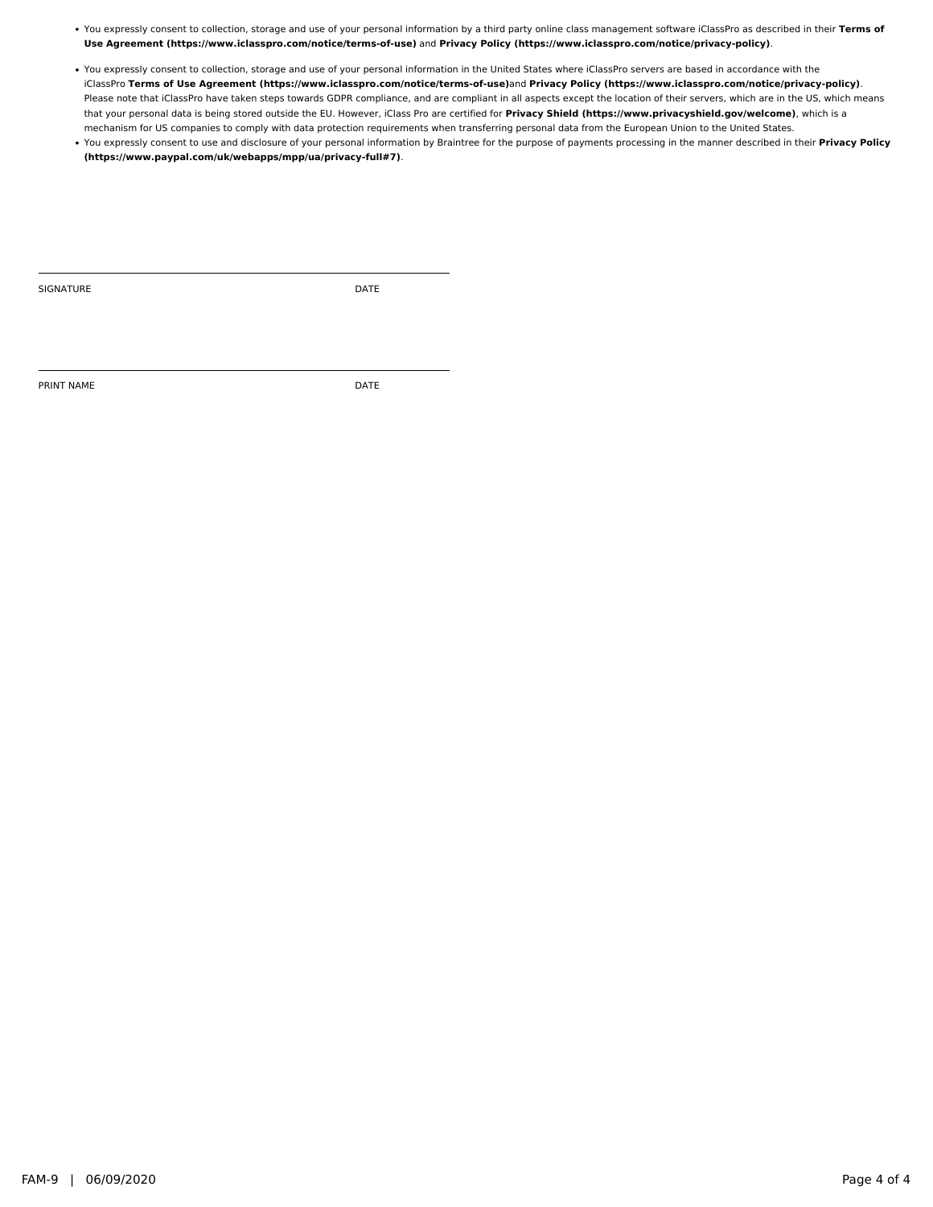- You expressly consent to collection, storage and use of your personal information by a third party online class management software iClassPro as described in their **Terms of Use Agreement (https://www.iclasspro.com/notice/terms-of-use)** and **Privacy Policy (https://www.iclasspro.com/notice/privacy-policy)**.
- You expressly consent to collection, storage and use of your personal information in the United States where iClassPro servers are based in accordance with the iClassPro **Terms of Use Agreement (https://www.iclasspro.com/notice/terms-of-use)**and **Privacy Policy (https://www.iclasspro.com/notice/privacy-policy)**. Please note that iClassPro have taken steps towards GDPR compliance, and are compliant in all aspects except the location of their servers, which are in the US, which means that your personal data is being stored outside the EU. However, iClass Pro are certified for **Privacy Shield (https://www.privacyshield.gov/welcome)**, which is a mechanism for US companies to comply with data protection requirements when transferring personal data from the European Union to the United States.
- You expressly consent to use and disclosure of your personal information by Braintree for the purpose of payments processing in the manner described in their **Privacy Policy (https://www.paypal.com/uk/webapps/mpp/ua/privacy-full#7)**.

SIGNATURE DATE

PRINT NAME DATE

FAM-9 | 06/09/2020